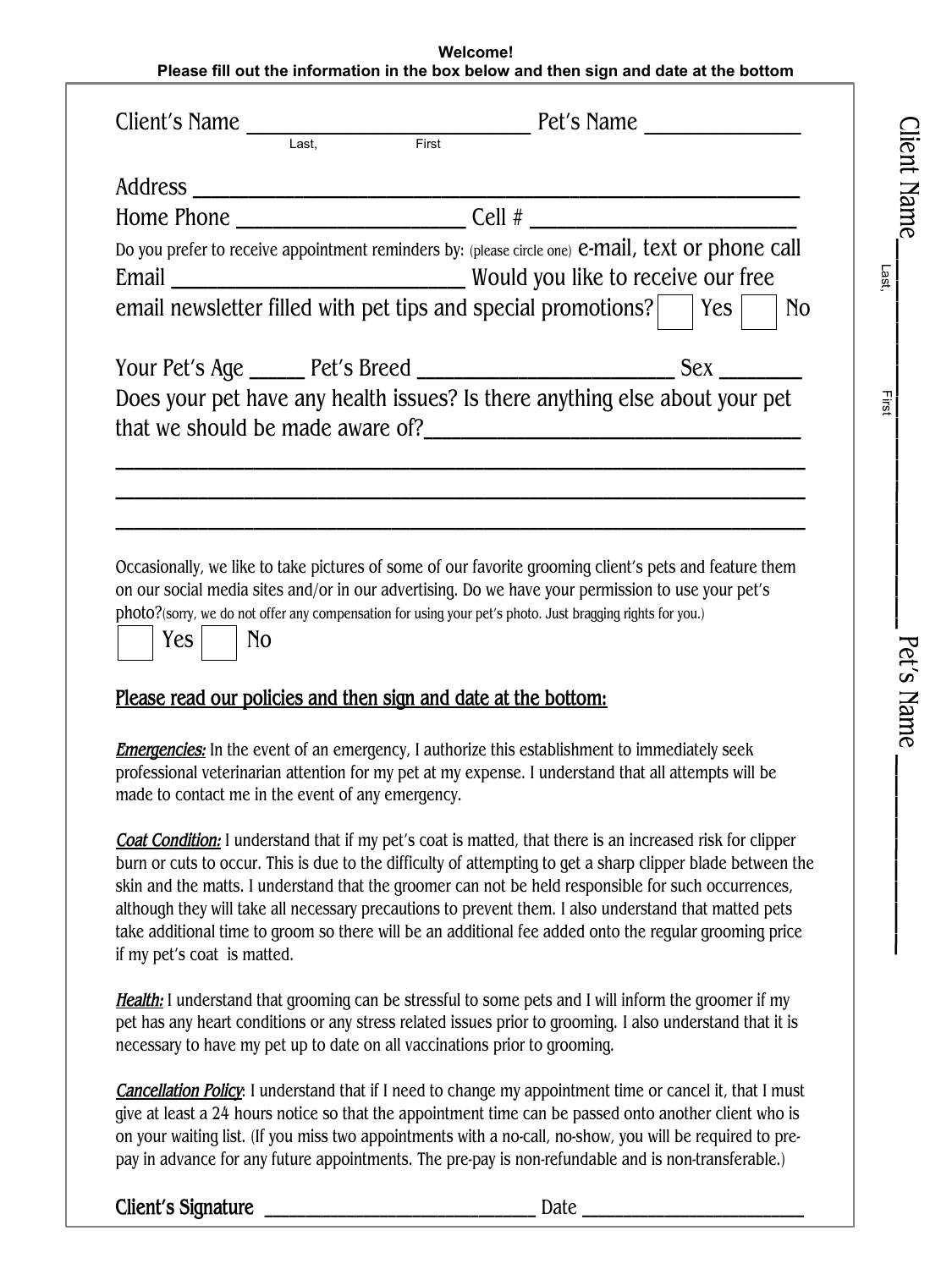**Welcome!**
**Please fill out the information in the box below and then sign and date at the bottom**

Client's Name ______________________________ Pet's Name ________________
Last, First

Address ______________________________________________________________

Home Phone ________________________ Cell # ____________________________

Do you prefer to receive appointment reminders by: (please circle one) e-mail, text or phone call

Email ______________________________ Would you like to receive our free email newsletter filled with pet tips and special promotions? ☐ Yes ☐ No

Your Pet's Age _____ Pet's Breed __________________________ Sex ________

Does your pet have any health issues? Is there anything else about your pet that we should be made aware of?_______________________________________

______________________________________________________________________

______________________________________________________________________

______________________________________________________________________

Occasionally, we like to take pictures of some of our favorite grooming client's pets and feature them on our social media sites and/or in our advertising. Do we have your permission to use your pet's photo?(sorry, we do not offer any compensation for using your pet's photo. Just bragging rights for you.)

☐ Yes ☐ No

## Please read our policies and then sign and date at the bottom:

***Emergencies:*** In the event of an emergency, I authorize this establishment to immediately seek professional veterinarian attention for my pet at my expense. I understand that all attempts will be made to contact me in the event of any emergency.

***Coat Condition:*** I understand that if my pet's coat is matted, that there is an increased risk for clipper burn or cuts to occur. This is due to the difficulty of attempting to get a sharp clipper blade between the skin and the matts. I understand that the groomer can not be held responsible for such occurrences, although they will take all necessary precautions to prevent them. I also understand that matted pets take additional time to groom so there will be an additional fee added onto the regular grooming price if my pet's coat is matted.

***Health:*** I understand that grooming can be stressful to some pets and I will inform the groomer if my pet has any heart conditions or any stress related issues prior to grooming. I also understand that it is necessary to have my pet up to date on all vaccinations prior to grooming.

***Cancellation Policy***: I understand that if I need to change my appointment time or cancel it, that I must give at least a 24 hours notice so that the appointment time can be passed onto another client who is on your waiting list. (If you miss two appointments with a no-call, no-show, you will be required to pre-pay in advance for any future appointments. The pre-pay is non-refundable and is non-transferable.)

**Client's Signature** ______________________________ Date ________________________

Client Name ______________________________ Pet's Name ________________
Last, First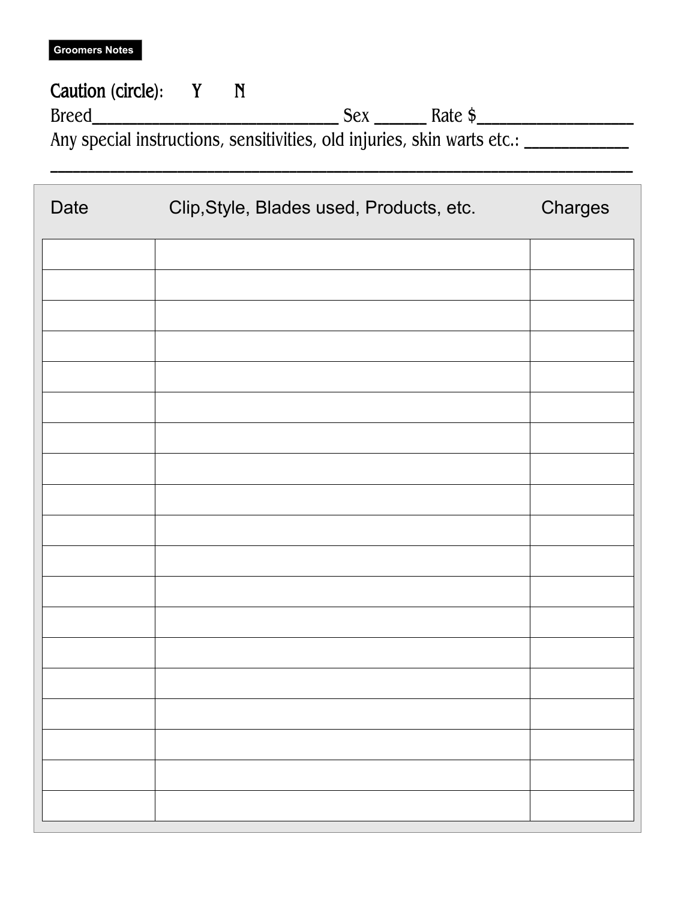**Groomers Notes**

**Caution (circle):** Y N

Breed_______________________________ Sex ______ Rate $__________________

Any special instructions, sensitivities, old injuries, skin warts etc.: ____________

______________________________________________________________________

| Date | Clip,Style, Blades used, Products, etc. | Charges |
|---|---|---|
| | | |
| | | |
| | | |
| | | |
| | | |
| | | |
| | | |
| | | |
| | | |
| | | |
| | | |
| | | |
| | | |
| | | |
| | | |
| | | |
| | | |
| | | |
| | | |